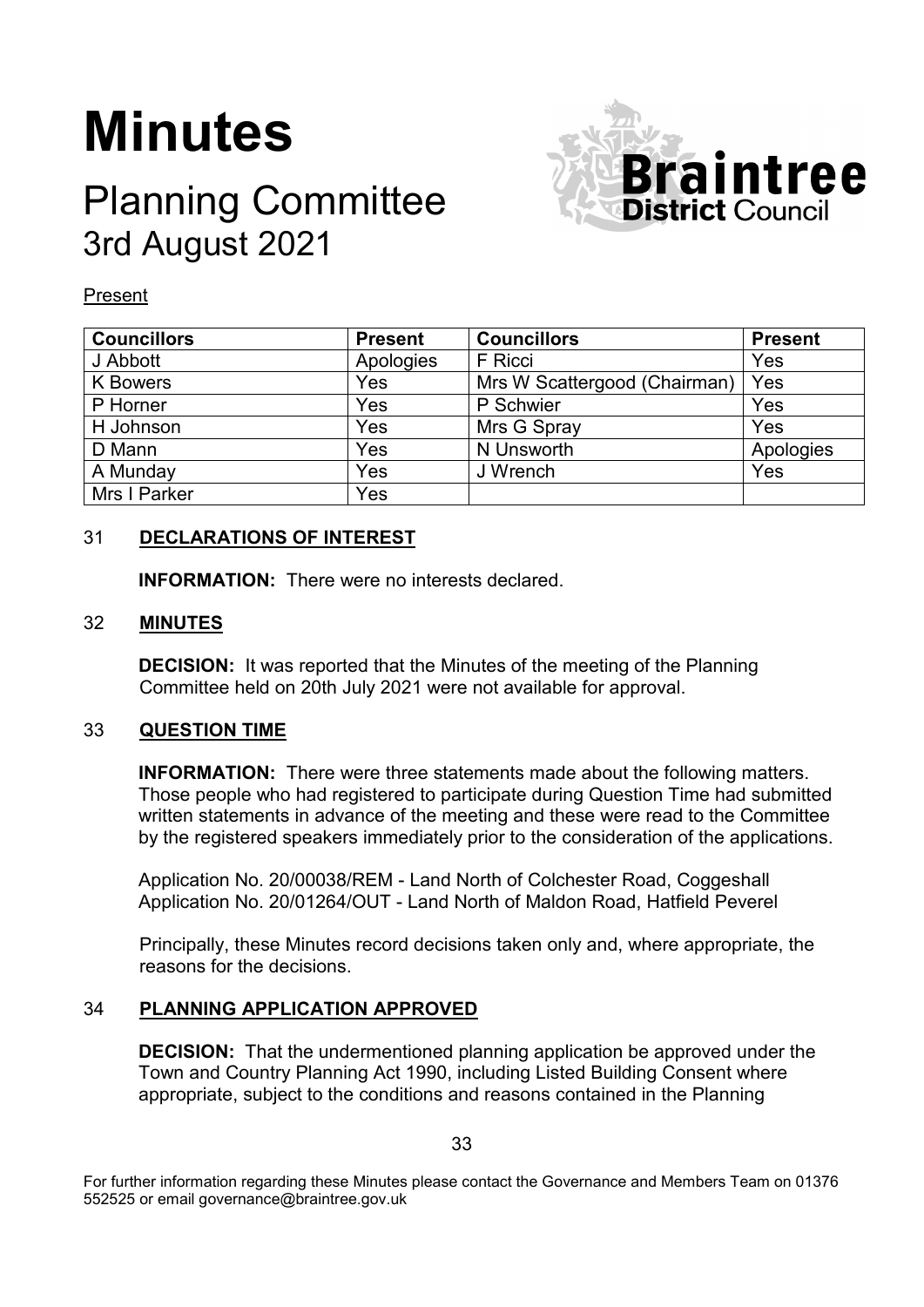# Minutes

## Planning Committee
## 3rd August 2021

Present

| Councillors | Present | Councillors | Present |
|---|---|---|---|
| J Abbott | Apologies | F Ricci | Yes |
| K Bowers | Yes | Mrs W Scattergood (Chairman) | Yes |
| P Horner | Yes | P Schwier | Yes |
| H Johnson | Yes | Mrs G Spray | Yes |
| D Mann | Yes | N Unsworth | Apologies |
| A Munday | Yes | J Wrench | Yes |
| Mrs I Parker | Yes | | |

### 31 DECLARATIONS OF INTEREST

**INFORMATION:** There were no interests declared.

### 32 MINUTES

**DECISION:** It was reported that the Minutes of the meeting of the Planning Committee held on 20th July 2021 were not available for approval.

### 33 QUESTION TIME

**INFORMATION:** There were three statements made about the following matters. Those people who had registered to participate during Question Time had submitted written statements in advance of the meeting and these were read to the Committee by the registered speakers immediately prior to the consideration of the applications.

Application No. 20/00038/REM - Land North of Colchester Road, Coggeshall
Application No. 20/01264/OUT - Land North of Maldon Road, Hatfield Peverel

Principally, these Minutes record decisions taken only and, where appropriate, the reasons for the decisions.

### 34 PLANNING APPLICATION APPROVED

**DECISION:** That the undermentioned planning application be approved under the Town and Country Planning Act 1990, including Listed Building Consent where appropriate, subject to the conditions and reasons contained in the Planning

For further information regarding these Minutes please contact the Governance and Members Team on 01376 552525 or email governance@braintree.gov.uk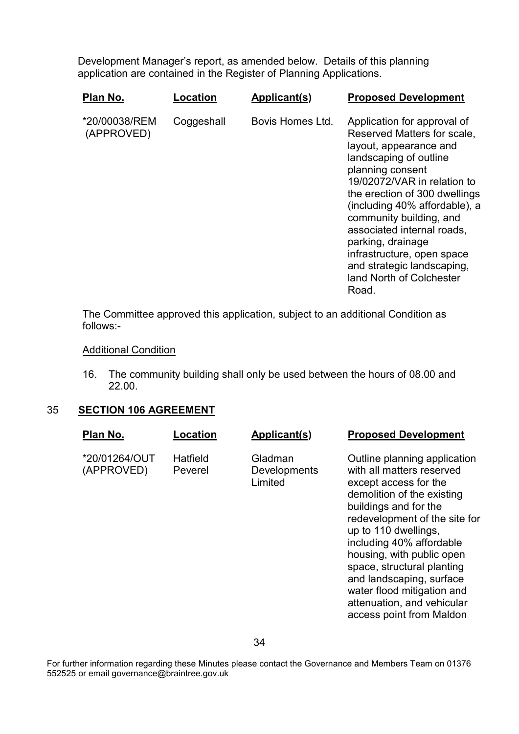Development Manager's report, as amended below. Details of this planning application are contained in the Register of Planning Applications.

| Plan No. | Location | Applicant(s) | Proposed Development |
| --- | --- | --- | --- |
| *20/00038/REM (APPROVED) | Coggeshall | Bovis Homes Ltd. | Application for approval of Reserved Matters for scale, layout, appearance and landscaping of outline planning consent 19/02072/VAR in relation to the erection of 300 dwellings (including 40% affordable), a community building, and associated internal roads, parking, drainage infrastructure, open space and strategic landscaping, land North of Colchester Road. |

The Committee approved this application, subject to an additional Condition as follows:-

Additional Condition

16. The community building shall only be used between the hours of 08.00 and 22.00.

## 35 SECTION 106 AGREEMENT

| Plan No. | Location | Applicant(s) | Proposed Development |
| --- | --- | --- | --- |
| *20/01264/OUT (APPROVED) | Hatfield Peverel | Gladman Developments Limited | Outline planning application with all matters reserved except access for the demolition of the existing buildings and for the redevelopment of the site for up to 110 dwellings, including 40% affordable housing, with public open space, structural planting and landscaping, surface water flood mitigation and attenuation, and vehicular access point from Maldon |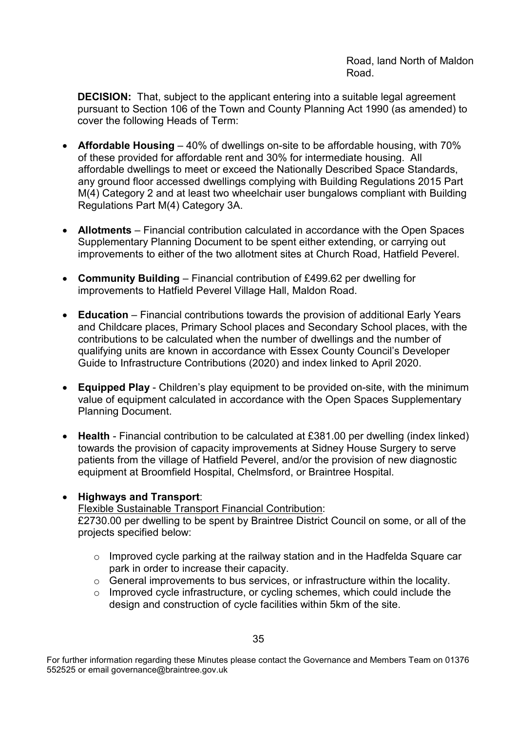Road, land North of Maldon Road.

**DECISION:** That, subject to the applicant entering into a suitable legal agreement pursuant to Section 106 of the Town and County Planning Act 1990 (as amended) to cover the following Heads of Term:

- **Affordable Housing** – 40% of dwellings on-site to be affordable housing, with 70% of these provided for affordable rent and 30% for intermediate housing. All affordable dwellings to meet or exceed the Nationally Described Space Standards, any ground floor accessed dwellings complying with Building Regulations 2015 Part M(4) Category 2 and at least two wheelchair user bungalows compliant with Building Regulations Part M(4) Category 3A.

- **Allotments** – Financial contribution calculated in accordance with the Open Spaces Supplementary Planning Document to be spent either extending, or carrying out improvements to either of the two allotment sites at Church Road, Hatfield Peverel.

- **Community Building** – Financial contribution of £499.62 per dwelling for improvements to Hatfield Peverel Village Hall, Maldon Road.

- **Education** – Financial contributions towards the provision of additional Early Years and Childcare places, Primary School places and Secondary School places, with the contributions to be calculated when the number of dwellings and the number of qualifying units are known in accordance with Essex County Council's Developer Guide to Infrastructure Contributions (2020) and index linked to April 2020.

- **Equipped Play** - Children's play equipment to be provided on-site, with the minimum value of equipment calculated in accordance with the Open Spaces Supplementary Planning Document.

- **Health** - Financial contribution to be calculated at £381.00 per dwelling (index linked) towards the provision of capacity improvements at Sidney House Surgery to serve patients from the village of Hatfield Peverel, and/or the provision of new diagnostic equipment at Broomfield Hospital, Chelmsford, or Braintree Hospital.

- **Highways and Transport**:

  Flexible Sustainable Transport Financial Contribution:
  £2730.00 per dwelling to be spent by Braintree District Council on some, or all of the projects specified below:

  - Improved cycle parking at the railway station and in the Hadfelda Square car park in order to increase their capacity.
  - General improvements to bus services, or infrastructure within the locality.
  - Improved cycle infrastructure, or cycling schemes, which could include the design and construction of cycle facilities within 5km of the site.

For further information regarding these Minutes please contact the Governance and Members Team on 01376 552525 or email governance@braintree.gov.uk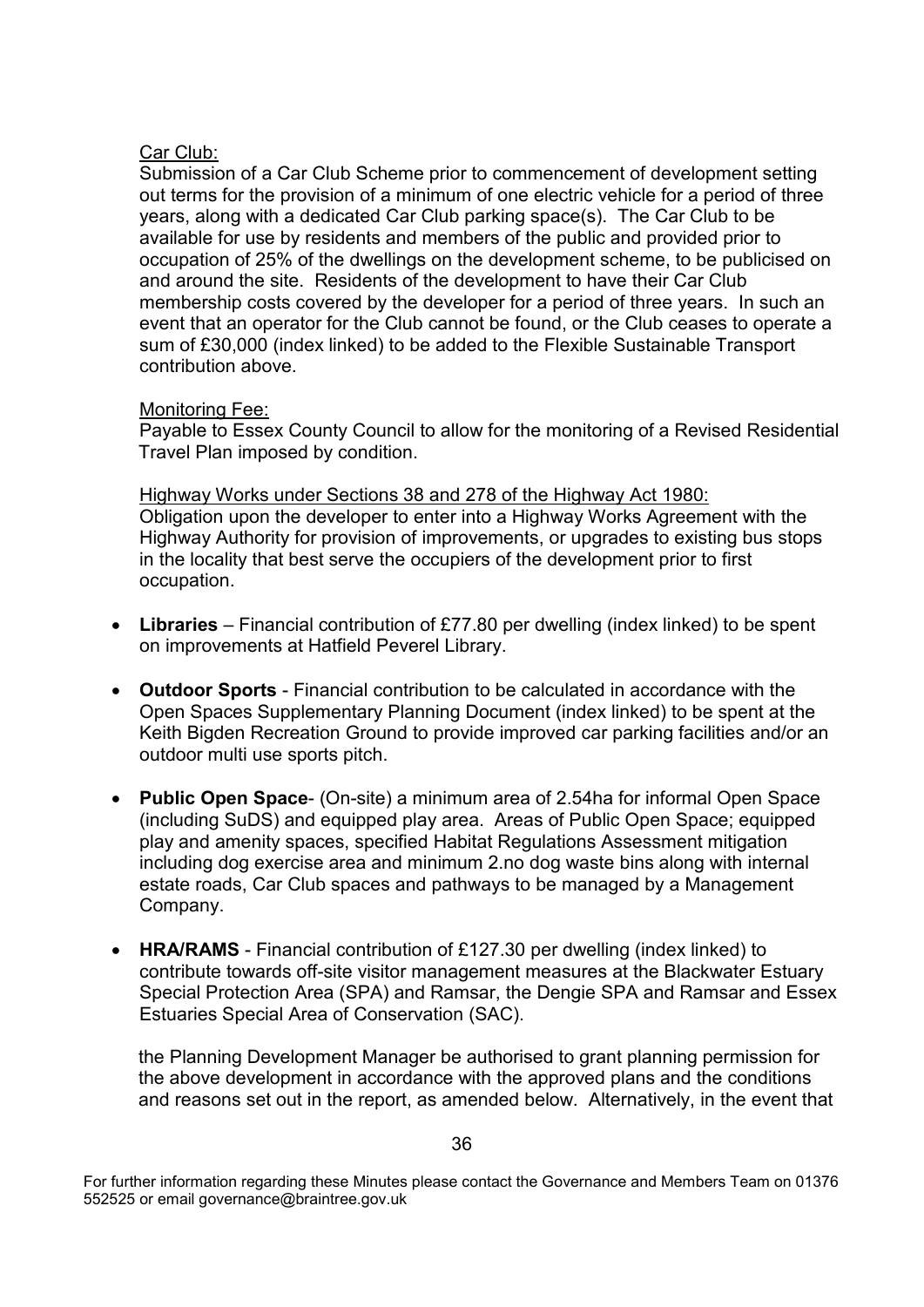Car Club:

Submission of a Car Club Scheme prior to commencement of development setting out terms for the provision of a minimum of one electric vehicle for a period of three years, along with a dedicated Car Club parking space(s). The Car Club to be available for use by residents and members of the public and provided prior to occupation of 25% of the dwellings on the development scheme, to be publicised on and around the site. Residents of the development to have their Car Club membership costs covered by the developer for a period of three years. In such an event that an operator for the Club cannot be found, or the Club ceases to operate a sum of £30,000 (index linked) to be added to the Flexible Sustainable Transport contribution above.

Monitoring Fee:

Payable to Essex County Council to allow for the monitoring of a Revised Residential Travel Plan imposed by condition.

Highway Works under Sections 38 and 278 of the Highway Act 1980:

Obligation upon the developer to enter into a Highway Works Agreement with the Highway Authority for provision of improvements, or upgrades to existing bus stops in the locality that best serve the occupiers of the development prior to first occupation.

- **Libraries** – Financial contribution of £77.80 per dwelling (index linked) to be spent on improvements at Hatfield Peverel Library.
- **Outdoor Sports** - Financial contribution to be calculated in accordance with the Open Spaces Supplementary Planning Document (index linked) to be spent at the Keith Bigden Recreation Ground to provide improved car parking facilities and/or an outdoor multi use sports pitch.
- **Public Open Space**- (On-site) a minimum area of 2.54ha for informal Open Space (including SuDS) and equipped play area. Areas of Public Open Space; equipped play and amenity spaces, specified Habitat Regulations Assessment mitigation including dog exercise area and minimum 2.no dog waste bins along with internal estate roads, Car Club spaces and pathways to be managed by a Management Company.
- **HRA/RAMS** - Financial contribution of £127.30 per dwelling (index linked) to contribute towards off-site visitor management measures at the Blackwater Estuary Special Protection Area (SPA) and Ramsar, the Dengie SPA and Ramsar and Essex Estuaries Special Area of Conservation (SAC).

the Planning Development Manager be authorised to grant planning permission for the above development in accordance with the approved plans and the conditions and reasons set out in the report, as amended below. Alternatively, in the event that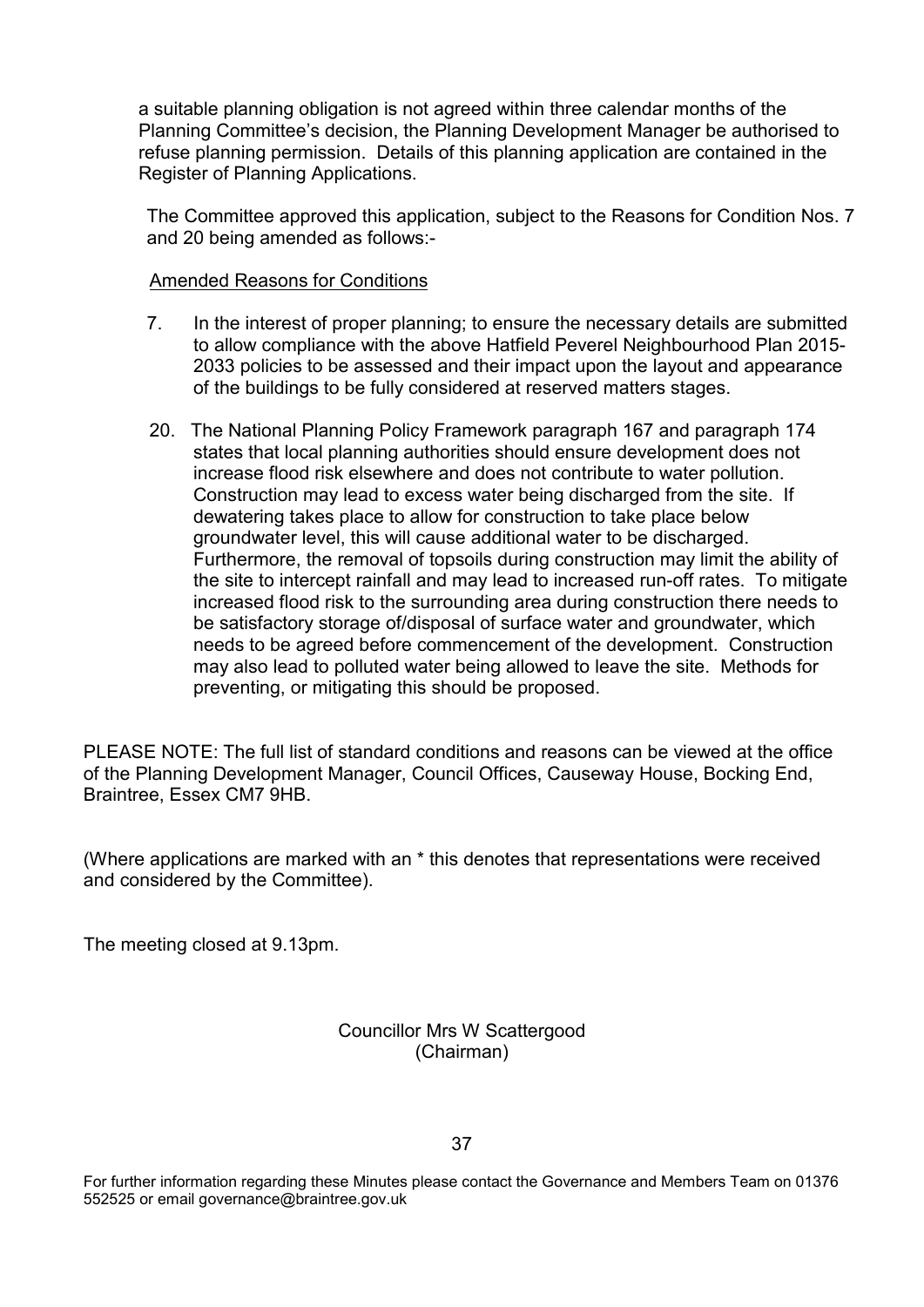a suitable planning obligation is not agreed within three calendar months of the Planning Committee's decision, the Planning Development Manager be authorised to refuse planning permission. Details of this planning application are contained in the Register of Planning Applications.

The Committee approved this application, subject to the Reasons for Condition Nos. 7 and 20 being amended as follows:-

Amended Reasons for Conditions

7. In the interest of proper planning; to ensure the necessary details are submitted to allow compliance with the above Hatfield Peverel Neighbourhood Plan 2015-2033 policies to be assessed and their impact upon the layout and appearance of the buildings to be fully considered at reserved matters stages.

20. The National Planning Policy Framework paragraph 167 and paragraph 174 states that local planning authorities should ensure development does not increase flood risk elsewhere and does not contribute to water pollution. Construction may lead to excess water being discharged from the site. If dewatering takes place to allow for construction to take place below groundwater level, this will cause additional water to be discharged. Furthermore, the removal of topsoils during construction may limit the ability of the site to intercept rainfall and may lead to increased run-off rates. To mitigate increased flood risk to the surrounding area during construction there needs to be satisfactory storage of/disposal of surface water and groundwater, which needs to be agreed before commencement of the development. Construction may also lead to polluted water being allowed to leave the site. Methods for preventing, or mitigating this should be proposed.

PLEASE NOTE: The full list of standard conditions and reasons can be viewed at the office of the Planning Development Manager, Council Offices, Causeway House, Bocking End, Braintree, Essex CM7 9HB.

(Where applications are marked with an * this denotes that representations were received and considered by the Committee).

The meeting closed at 9.13pm.

Councillor Mrs W Scattergood
(Chairman)

For further information regarding these Minutes please contact the Governance and Members Team on 01376 552525 or email governance@braintree.gov.uk